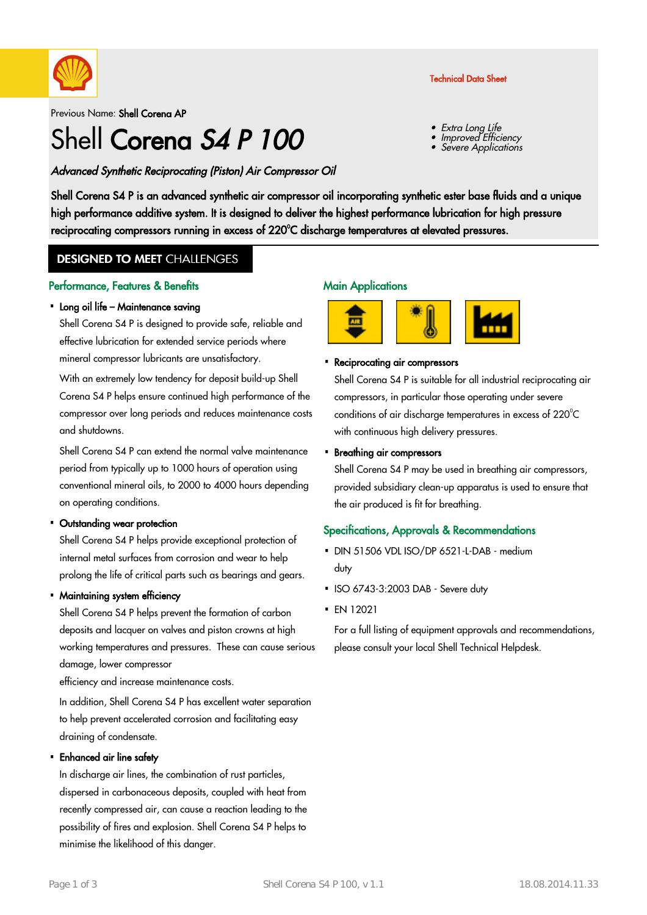Technical Data Sheet

Previous Name: **Shell Corena AP**

# Shell **Corena** ***S4 P 100***

- *Extra Long Life*
- *Improved Efficiency*
- *Severe Applications*

***Advanced Synthetic Reciprocating (Piston) Air Compressor Oil***

**Shell Corena S4 P is an advanced synthetic air compressor oil incorporating synthetic ester base fluids and a unique high performance additive system. It is designed to deliver the highest performance lubrication for high pressure reciprocating compressors running in excess of 220°C discharge temperatures at elevated pressures.**

## DESIGNED TO MEET CHALLENGES

### Performance, Features & Benefits

- **Long oil life – Maintenance saving**

  Shell Corena S4 P is designed to provide safe, reliable and effective lubrication for extended service periods where mineral compressor lubricants are unsatisfactory.

  With an extremely low tendency for deposit build-up Shell Corena S4 P helps ensure continued high performance of the compressor over long periods and reduces maintenance costs and shutdowns.

  Shell Corena S4 P can extend the normal valve maintenance period from typically up to 1000 hours of operation using conventional mineral oils, to 2000 to 4000 hours depending on operating conditions.

- **Outstanding wear protection**

  Shell Corena S4 P helps provide exceptional protection of internal metal surfaces from corrosion and wear to help prolong the life of critical parts such as bearings and gears.

- **Maintaining system efficiency**

  Shell Corena S4 P helps prevent the formation of carbon deposits and lacquer on valves and piston crowns at high working temperatures and pressures. These can cause serious damage, lower compressor efficiency and increase maintenance costs.

  In addition, Shell Corena S4 P has excellent water separation to help prevent accelerated corrosion and facilitating easy draining of condensate.

- **Enhanced air line safety**

  In discharge air lines, the combination of rust particles, dispersed in carbonaceous deposits, coupled with heat from recently compressed air, can cause a reaction leading to the possibility of fires and explosion. Shell Corena S4 P helps to minimise the likelihood of this danger.

### Main Applications

- **Reciprocating air compressors**

  Shell Corena S4 P is suitable for all industrial reciprocating air compressors, in particular those operating under severe conditions of air discharge temperatures in excess of 220°C with continuous high delivery pressures.

- **Breathing air compressors**

  Shell Corena S4 P may be used in breathing air compressors, provided subsidiary clean-up apparatus is used to ensure that the air produced is fit for breathing.

### Specifications, Approvals & Recommendations

- DIN 51506 VDL ISO/DP 6521-L-DAB - medium duty
- ISO 6743-3:2003 DAB - Severe duty
- EN 12021

  For a full listing of equipment approvals and recommendations, please consult your local Shell Technical Helpdesk.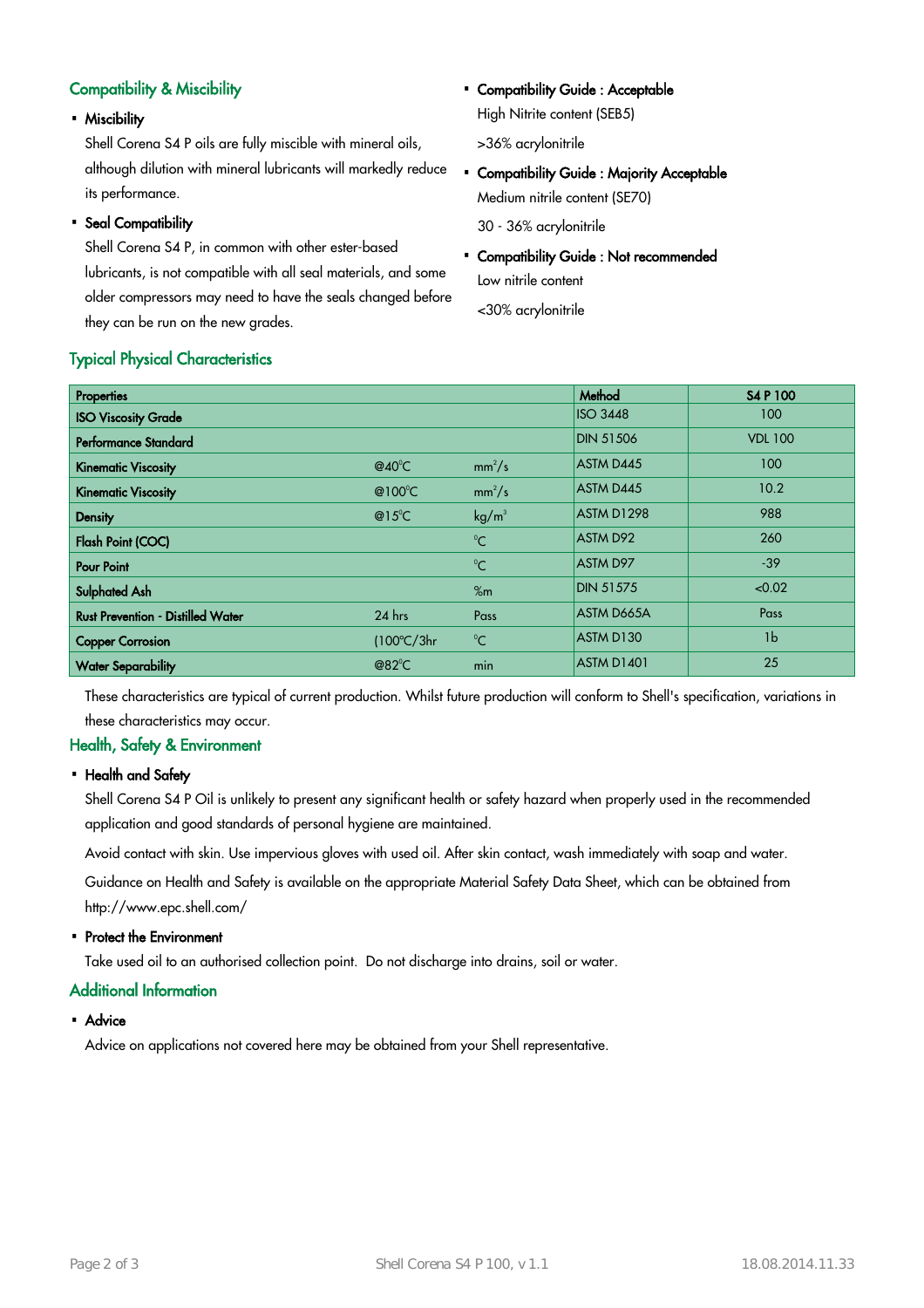## Compatibility & Miscibility

- **Miscibility**

  Shell Corena S4 P oils are fully miscible with mineral oils, although dilution with mineral lubricants will markedly reduce its performance.

- **Seal Compatibility**

  Shell Corena S4 P, in common with other ester-based lubricants, is not compatible with all seal materials, and some older compressors may need to have the seals changed before they can be run on the new grades.

- **Compatibility Guide : Acceptable**

  High Nitrite content (SEB5)

  >36% acrylonitrile

- **Compatibility Guide : Majority Acceptable**

  Medium nitrile content (SE70)

  30 - 36% acrylonitrile

- **Compatibility Guide : Not recommended**

  Low nitrile content

  <30% acrylonitrile

## Typical Physical Characteristics

| Properties | | | Method | S4 P 100 |
|---|---|---|---|---|
| ISO Viscosity Grade | | | ISO 3448 | 100 |
| Performance Standard | | | DIN 51506 | VDL 100 |
| Kinematic Viscosity | @40°C | $mm^2/s$ | ASTM D445 | 100 |
| Kinematic Viscosity | @100°C | $mm^2/s$ | ASTM D445 | 10.2 |
| Density | @15°C | $kg/m^3$ | ASTM D1298 | 988 |
| Flash Point (COC) | | °C | ASTM D92 | 260 |
| Pour Point | | °C | ASTM D97 | -39 |
| Sulphated Ash | | %m | DIN 51575 | <0.02 |
| Rust Prevention - Distilled Water | 24 hrs | Pass | ASTM D665A | Pass |
| Copper Corrosion | (100°C/3hr | °C | ASTM D130 | 1b |
| Water Separability | @82°C | min | ASTM D1401 | 25 |

These characteristics are typical of current production. Whilst future production will conform to Shell's specification, variations in these characteristics may occur.

## Health, Safety & Environment

- **Health and Safety**

  Shell Corena S4 P Oil is unlikely to present any significant health or safety hazard when properly used in the recommended application and good standards of personal hygiene are maintained.

  Avoid contact with skin. Use impervious gloves with used oil. After skin contact, wash immediately with soap and water.

  Guidance on Health and Safety is available on the appropriate Material Safety Data Sheet, which can be obtained from http://www.epc.shell.com/

- **Protect the Environment**

  Take used oil to an authorised collection point. Do not discharge into drains, soil or water.

## Additional Information

- **Advice**

  Advice on applications not covered here may be obtained from your Shell representative.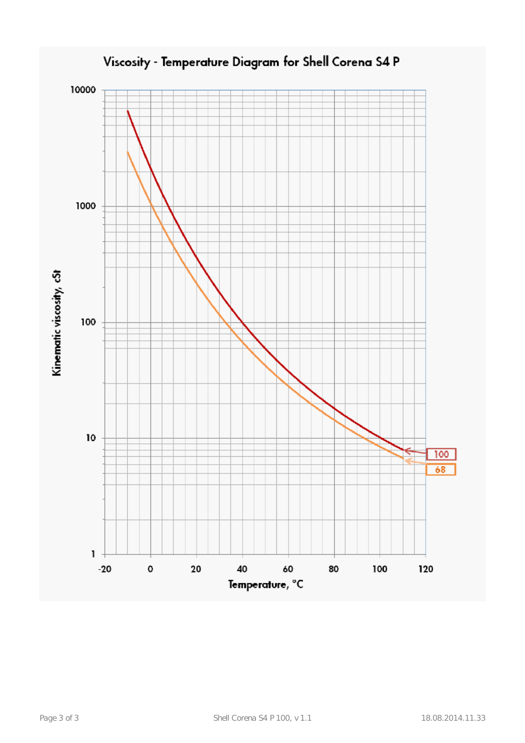## Viscosity - Temperature Diagram for Shell Corena S4 P

Kinematic viscosity, cSt

10000

1000

100

10

1

-20
0
20
40
60
80
100
120

Temperature, °C

100

68